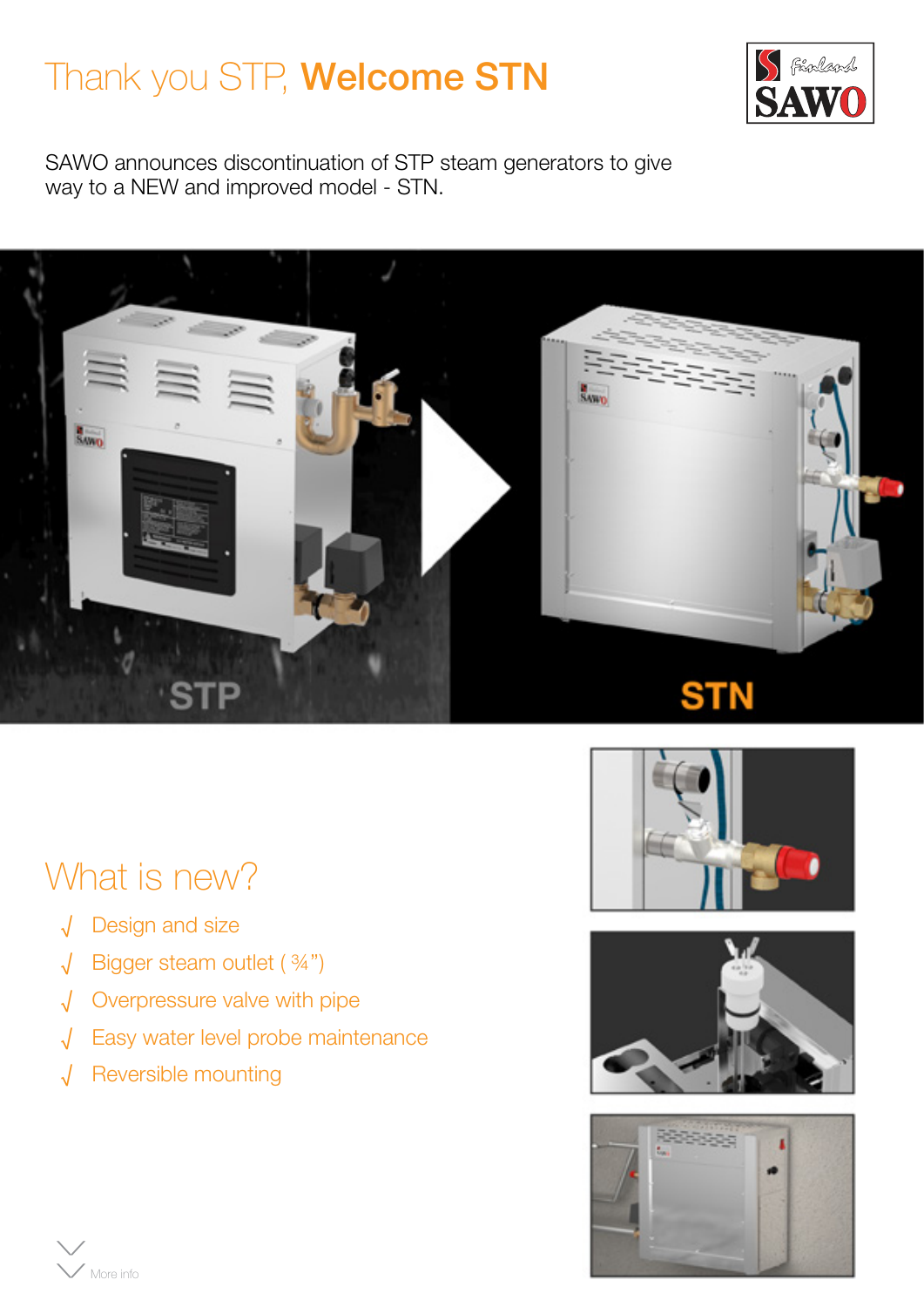# Thank you STP, **Welcome STN**

SAWO announces discontinuation of STP steam generators to give way to a NEW and improved model - STN.

STP

STN

## What is new?

- √ Design and size
- √ Bigger steam outlet ( ¾")
- √ Overpressure valve with pipe
- √ Easy water level probe maintenance
- √ Reversible mounting

More info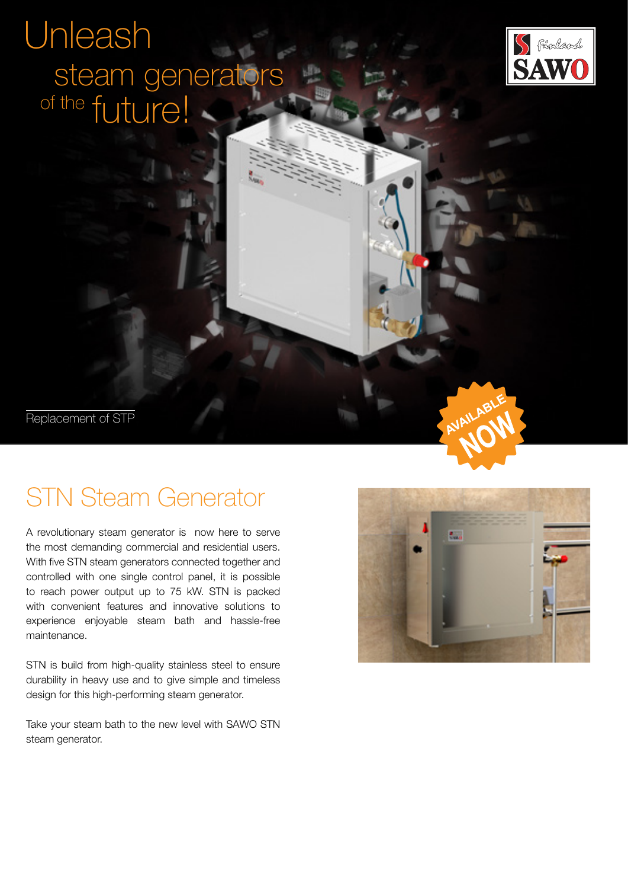# Unleash steam generators of the future!

Replacement of STP

AVAILABLE NOW

## STN Steam Generator

A revolutionary steam generator is now here to serve the most demanding commercial and residential users. With five STN steam generators connected together and controlled with one single control panel, it is possible to reach power output up to 75 kW. STN is packed with convenient features and innovative solutions to experience enjoyable steam bath and hassle-free maintenance.

STN is build from high-quality stainless steel to ensure durability in heavy use and to give simple and timeless design for this high-performing steam generator.

Take your steam bath to the new level with SAWO STN steam generator.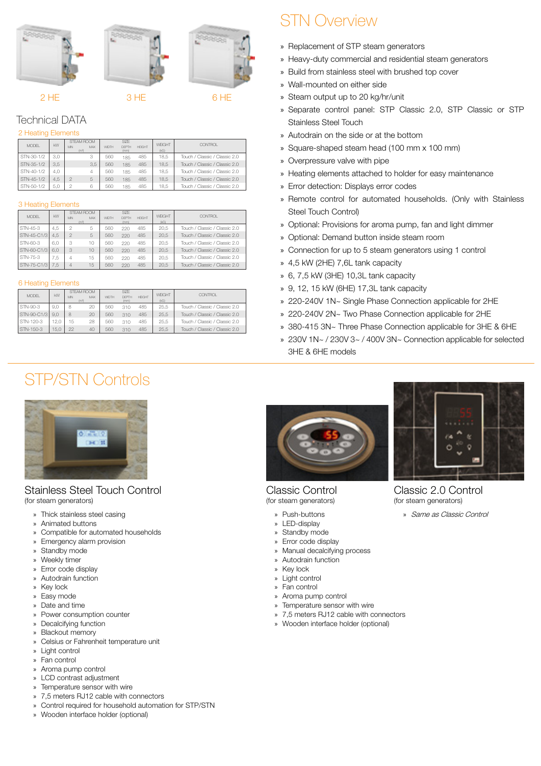2 HE

3 HE

6 HE

## Technical DATA

### 2 Heating Elements

| MODEL | kW | STEAM ROOM MIN (m³) | STEAM ROOM MAX (m³) | SIZE WIDTH (mm) | SIZE DEPTH (mm) | SIZE HEIGHT (mm) | WEIGHT (kG) | CONTROL |
|---|---|---|---|---|---|---|---|---|
| STN-30-1/2 | 3,0 | | 3 | 560 | 185 | 485 | 18,5 | Touch / Classic / Classic 2.0 |
| STN-35-1/2 | 3,5 | | 3,5 | 560 | 185 | 485 | 18,5 | Touch / Classic / Classic 2.0 |
| STN-40-1/2 | 4,0 | | 4 | 560 | 185 | 485 | 18,5 | Touch / Classic / Classic 2.0 |
| STN-45-1/2 | 4,5 | 2 | 5 | 560 | 185 | 485 | 18,5 | Touch / Classic / Classic 2.0 |
| STN-50-1/2 | 5,0 | 2 | 6 | 560 | 185 | 485 | 18,5 | Touch / Classic / Classic 2.0 |

### 3 Heating Elements

| MODEL | kW | STEAM ROOM MIN (m³) | STEAM ROOM MAX (m³) | SIZE WIDTH (mm) | SIZE DEPTH (mm) | SIZE HEIGHT (mm) | WEIGHT (kG) | CONTROL |
|---|---|---|---|---|---|---|---|---|
| STN-45-3 | 4,5 | 2 | 5 | 560 | 220 | 485 | 20,5 | Touch / Classic / Classic 2.0 |
| STN-45-C1/3 | 4,5 | 2 | 5 | 560 | 220 | 485 | 20,5 | Touch / Classic / Classic 2.0 |
| STN-60-3 | 6,0 | 3 | 10 | 560 | 220 | 485 | 20,5 | Touch / Classic / Classic 2.0 |
| STN-60-C1/3 | 6,0 | 3 | 10 | 560 | 220 | 485 | 20,5 | Touch / Classic / Classic 2.0 |
| STN-75-3 | 7,5 | 4 | 15 | 560 | 220 | 485 | 20,5 | Touch / Classic / Classic 2.0 |
| STN-75-C1/3 | 7,5 | 4 | 15 | 560 | 220 | 485 | 20,5 | Touch / Classic / Classic 2.0 |

### 6 Heating Elements

| MODEL | kW | STEAM ROOM MIN (m³) | STEAM ROOM MAX (m³) | SIZE WIDTH (mm) | SIZE DEPTH (mm) | SIZE HEIGHT (mm) | WEIGHT (kG) | CONTROL |
|---|---|---|---|---|---|---|---|---|
| STN-90-3 | 9,0 | 8 | 20 | 560 | 310 | 485 | 25,5 | Touch / Classic / Classic 2.0 |
| STN-90-C1/3 | 9,0 | 8 | 20 | 560 | 310 | 485 | 25,5 | Touch / Classic / Classic 2.0 |
| STN-120-3 | 12,0 | 15 | 28 | 560 | 310 | 485 | 25,5 | Touch / Classic / Classic 2.0 |
| STN-150-3 | 15,0 | 22 | 40 | 560 | 310 | 485 | 25,5 | Touch / Classic / Classic 2.0 |

## STN Overview

» Replacement of STP steam generators
» Heavy-duty commercial and residential steam generators
» Build from stainless steel with brushed top cover
» Wall-mounted on either side
» Steam output up to 20 kg/hr/unit
» Separate control panel: STP Classic 2.0, STP Classic or STP Stainless Steel Touch
» Autodrain on the side or at the bottom
» Square-shaped steam head (100 mm x 100 mm)
» Overpressure valve with pipe
» Heating elements attached to holder for easy maintenance
» Error detection: Displays error codes
» Remote control for automated households. (Only with Stainless Steel Touch Control)
» Optional: Provisions for aroma pump, fan and light dimmer
» Optional: Demand button inside steam room
» Connection for up to 5 steam generators using 1 control
» 4,5 kW (2HE) 7,6L tank capacity
» 6, 7,5 kW (3HE) 10,3L tank capacity
» 9, 12, 15 kW (6HE) 17,3L tank capacity
» 220-240V 1N~ Single Phase Connection applicable for 2HE
» 220-240V 2N~ Two Phase Connection applicable for 2HE
» 380-415 3N~ Three Phase Connection applicable for 3HE & 6HE
» 230V 1N~ / 230V 3~ / 400V 3N~ Connection applicable for selected 3HE & 6HE models

## STP/STN Controls

### Stainless Steel Touch Control
(for steam generators)

» Thick stainless steel casing
» Animated buttons
» Compatible for automated households
» Emergency alarm provision
» Standby mode
» Weekly timer
» Error code display
» Autodrain function
» Key lock
» Easy mode
» Date and time
» Power consumption counter
» Decalcifying function
» Blackout memory
» Celsius or Fahrenheit temperature unit
» Light control
» Fan control
» Aroma pump control
» LCD contrast adjustment
» Temperature sensor with wire
» 7,5 meters RJ12 cable with connectors
» Control required for household automation for STP/STN
» Wooden interface holder (optional)

### Classic Control
(for steam generators)

» Push-buttons
» LED-display
» Standby mode
» Error code display
» Manual decalcifying process
» Autodrain function
» Key lock
» Light control
» Fan control
» Aroma pump control
» Temperature sensor with wire
» 7,5 meters RJ12 cable with connectors
» Wooden interface holder (optional)

### Classic 2.0 Control
(for steam generators)

» *Same as Classic Control*